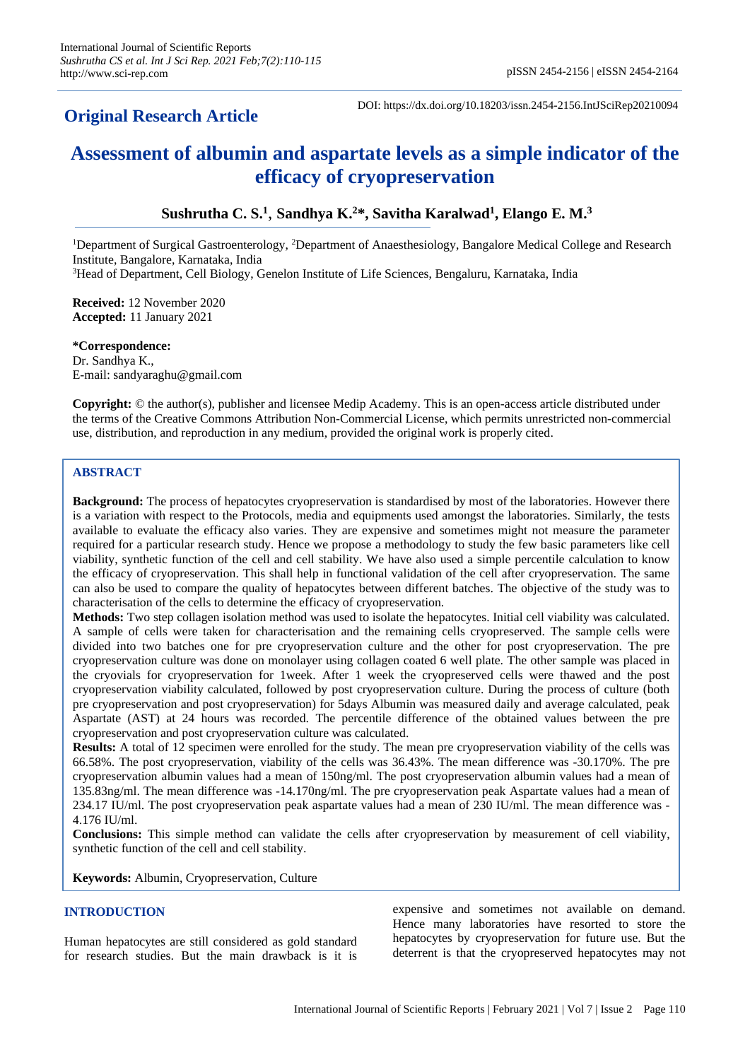**Original Research Article**

DOI: https://dx.doi.org/10.18203/issn.2454-2156.IntJSciRep20210094

# Assessment of albumin and aspartate levels as a simple indicator of the efficacy of cryopreservation

**Sushrutha C. S.[1], Sandhya K.[2]*, Savitha Karalwad[1], Elango E. M.[3]**

[1]Department of Surgical Gastroenterology, [2]Department of Anaesthesiology, Bangalore Medical College and Research Institute, Bangalore, Karnataka, India
[3]Head of Department, Cell Biology, Genelon Institute of Life Sciences, Bengaluru, Karnataka, India

**Received:** 12 November 2020
**Accepted:** 11 January 2021

**\*Correspondence:**
Dr. Sandhya K.,
E-mail: sandyaraghu@gmail.com

**Copyright:** © the author(s), publisher and licensee Medip Academy. This is an open-access article distributed under the terms of the Creative Commons Attribution Non-Commercial License, which permits unrestricted non-commercial use, distribution, and reproduction in any medium, provided the original work is properly cited.

## ABSTRACT

**Background:** The process of hepatocytes cryopreservation is standardised by most of the laboratories. However there is a variation with respect to the Protocols, media and equipments used amongst the laboratories. Similarly, the tests available to evaluate the efficacy also varies. They are expensive and sometimes might not measure the parameter required for a particular research study. Hence we propose a methodology to study the few basic parameters like cell viability, synthetic function of the cell and cell stability. We have also used a simple percentile calculation to know the efficacy of cryopreservation. This shall help in functional validation of the cell after cryopreservation. The same can also be used to compare the quality of hepatocytes between different batches. The objective of the study was to characterisation of the cells to determine the efficacy of cryopreservation.

**Methods:** Two step collagen isolation method was used to isolate the hepatocytes. Initial cell viability was calculated. A sample of cells were taken for characterisation and the remaining cells cryopreserved. The sample cells were divided into two batches one for pre cryopreservation culture and the other for post cryopreservation. The pre cryopreservation culture was done on monolayer using collagen coated 6 well plate. The other sample was placed in the cryovials for cryopreservation for 1week. After 1 week the cryopreserved cells were thawed and the post cryopreservation viability calculated, followed by post cryopreservation culture. During the process of culture (both pre cryopreservation and post cryopreservation) for 5days Albumin was measured daily and average calculated, peak Aspartate (AST) at 24 hours was recorded. The percentile difference of the obtained values between the pre cryopreservation and post cryopreservation culture was calculated.

**Results:** A total of 12 specimen were enrolled for the study. The mean pre cryopreservation viability of the cells was 66.58%. The post cryopreservation, viability of the cells was 36.43%. The mean difference was -30.170%. The pre cryopreservation albumin values had a mean of 150ng/ml. The post cryopreservation albumin values had a mean of 135.83ng/ml. The mean difference was -14.170ng/ml. The pre cryopreservation peak Aspartate values had a mean of 234.17 IU/ml. The post cryopreservation peak aspartate values had a mean of 230 IU/ml. The mean difference was -4.176 IU/ml.

**Conclusions:** This simple method can validate the cells after cryopreservation by measurement of cell viability, synthetic function of the cell and cell stability.

**Keywords:** Albumin, Cryopreservation, Culture

## INTRODUCTION

Human hepatocytes are still considered as gold standard for research studies. But the main drawback is it is expensive and sometimes not available on demand. Hence many laboratories have resorted to store the hepatocytes by cryopreservation for future use. But the deterrent is that the cryopreserved hepatocytes may not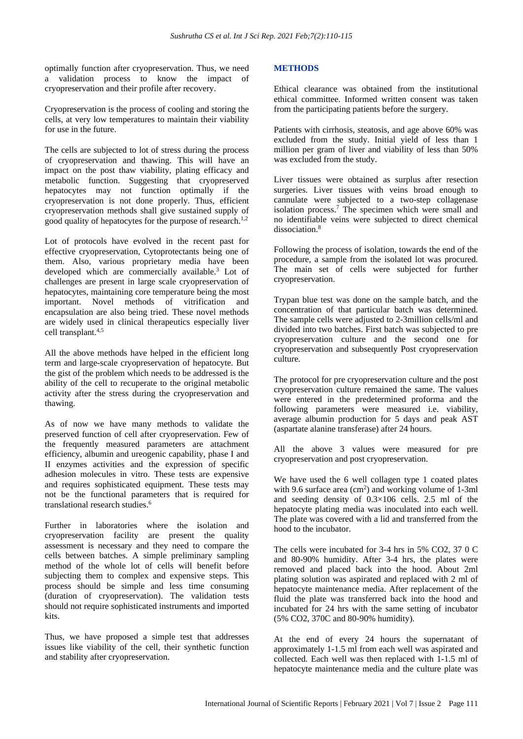optimally function after cryopreservation. Thus, we need a validation process to know the impact of cryopreservation and their profile after recovery.

Cryopreservation is the process of cooling and storing the cells, at very low temperatures to maintain their viability for use in the future.

The cells are subjected to lot of stress during the process of cryopreservation and thawing. This will have an impact on the post thaw viability, plating efficacy and metabolic function. Suggesting that cryopreserved hepatocytes may not function optimally if the cryopreservation is not done properly. Thus, efficient cryopreservation methods shall give sustained supply of good quality of hepatocytes for the purpose of research.[1,2]

Lot of protocols have evolved in the recent past for effective cryopreservation, Cytoprotectants being one of them. Also, various proprietary media have been developed which are commercially available.[3] Lot of challenges are present in large scale cryopreservation of hepatocytes, maintaining core temperature being the most important. Novel methods of vitrification and encapsulation are also being tried. These novel methods are widely used in clinical therapeutics especially liver cell transplant.[4,5]

All the above methods have helped in the efficient long term and large-scale cryopreservation of hepatocyte. But the gist of the problem which needs to be addressed is the ability of the cell to recuperate to the original metabolic activity after the stress during the cryopreservation and thawing.

As of now we have many methods to validate the preserved function of cell after cryopreservation. Few of the frequently measured parameters are attachment efficiency, albumin and ureogenic capability, phase I and II enzymes activities and the expression of specific adhesion molecules in vitro. These tests are expensive and requires sophisticated equipment. These tests may not be the functional parameters that is required for translational research studies.[6]

Further in laboratories where the isolation and cryopreservation facility are present the quality assessment is necessary and they need to compare the cells between batches. A simple preliminary sampling method of the whole lot of cells will benefit before subjecting them to complex and expensive steps. This process should be simple and less time consuming (duration of cryopreservation). The validation tests should not require sophisticated instruments and imported kits.

Thus, we have proposed a simple test that addresses issues like viability of the cell, their synthetic function and stability after cryopreservation.

## METHODS

Ethical clearance was obtained from the institutional ethical committee. Informed written consent was taken from the participating patients before the surgery.

Patients with cirrhosis, steatosis, and age above 60% was excluded from the study. Initial yield of less than 1 million per gram of liver and viability of less than 50% was excluded from the study.

Liver tissues were obtained as surplus after resection surgeries. Liver tissues with veins broad enough to cannulate were subjected to a two-step collagenase isolation process.[7] The specimen which were small and no identifiable veins were subjected to direct chemical dissociation.[8]

Following the process of isolation, towards the end of the procedure, a sample from the isolated lot was procured. The main set of cells were subjected for further cryopreservation.

Trypan blue test was done on the sample batch, and the concentration of that particular batch was determined. The sample cells were adjusted to 2-3million cells/ml and divided into two batches. First batch was subjected to pre cryopreservation culture and the second one for cryopreservation and subsequently Post cryopreservation culture.

The protocol for pre cryopreservation culture and the post cryopreservation culture remained the same. The values were entered in the predetermined proforma and the following parameters were measured i.e. viability, average albumin production for 5 days and peak AST (aspartate alanine transferase) after 24 hours.

All the above 3 values were measured for pre cryopreservation and post cryopreservation.

We have used the 6 well collagen type 1 coated plates with 9.6 surface area ($cm^2$) and working volume of 1-3ml and seeding density of $0.3\times106$ cells. 2.5 ml of the hepatocyte plating media was inoculated into each well. The plate was covered with a lid and transferred from the hood to the incubator.

The cells were incubated for 3-4 hrs in 5% CO2, 37 0 C and 80-90% humidity. After 3-4 hrs, the plates were removed and placed back into the hood. About 2ml plating solution was aspirated and replaced with 2 ml of hepatocyte maintenance media. After replacement of the fluid the plate was transferred back into the hood and incubated for 24 hrs with the same setting of incubator (5% CO2, 370C and 80-90% humidity).

At the end of every 24 hours the supernatant of approximately 1-1.5 ml from each well was aspirated and collected. Each well was then replaced with 1-1.5 ml of hepatocyte maintenance media and the culture plate was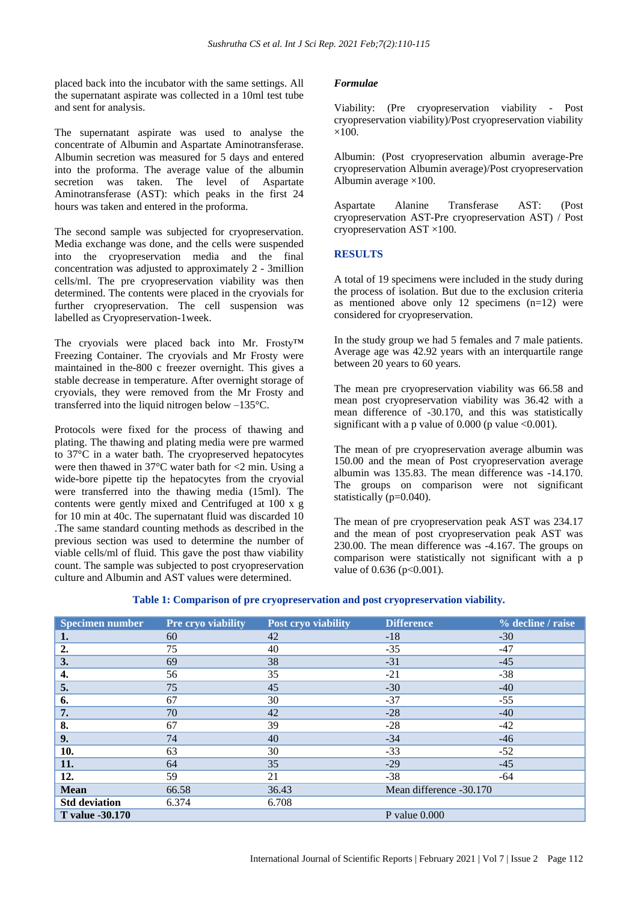placed back into the incubator with the same settings. All the supernatant aspirate was collected in a 10ml test tube and sent for analysis.

The supernatant aspirate was used to analyse the concentrate of Albumin and Aspartate Aminotransferase. Albumin secretion was measured for 5 days and entered into the proforma. The average value of the albumin secretion was taken. The level of Aspartate Aminotransferase (AST): which peaks in the first 24 hours was taken and entered in the proforma.

The second sample was subjected for cryopreservation. Media exchange was done, and the cells were suspended into the cryopreservation media and the final concentration was adjusted to approximately 2 - 3million cells/ml. The pre cryopreservation viability was then determined. The contents were placed in the cryovials for further cryopreservation. The cell suspension was labelled as Cryopreservation-1week.

The cryovials were placed back into Mr. Frosty™ Freezing Container. The cryovials and Mr Frosty were maintained in the-800 c freezer overnight. This gives a stable decrease in temperature. After overnight storage of cryovials, they were removed from the Mr Frosty and transferred into the liquid nitrogen below –135°C.

Protocols were fixed for the process of thawing and plating. The thawing and plating media were pre warmed to 37°C in a water bath. The cryopreserved hepatocytes were then thawed in 37°C water bath for <2 min. Using a wide-bore pipette tip the hepatocytes from the cryovial were transferred into the thawing media (15ml). The contents were gently mixed and Centrifuged at 100 x g for 10 min at 40c. The supernatant fluid was discarded 10 .The same standard counting methods as described in the previous section was used to determine the number of viable cells/ml of fluid. This gave the post thaw viability count. The sample was subjected to post cryopreservation culture and Albumin and AST values were determined.

### *Formulae*

Viability: (Pre cryopreservation viability - Post cryopreservation viability)/Post cryopreservation viability ×100.

Albumin: (Post cryopreservation albumin average-Pre cryopreservation Albumin average)/Post cryopreservation Albumin average ×100.

Aspartate Alanine Transferase AST: (Post cryopreservation AST-Pre cryopreservation AST) / Post cryopreservation AST ×100.

## RESULTS

A total of 19 specimens were included in the study during the process of isolation. But due to the exclusion criteria as mentioned above only 12 specimens (n=12) were considered for cryopreservation.

In the study group we had 5 females and 7 male patients. Average age was 42.92 years with an interquartile range between 20 years to 60 years.

The mean pre cryopreservation viability was 66.58 and mean post cryopreservation viability was 36.42 with a mean difference of -30.170, and this was statistically significant with a p value of 0.000 (p value <0.001).

The mean of pre cryopreservation average albumin was 150.00 and the mean of Post cryopreservation average albumin was 135.83. The mean difference was -14.170. The groups on comparison were not significant statistically (p=0.040).

The mean of pre cryopreservation peak AST was 234.17 and the mean of post cryopreservation peak AST was 230.00. The mean difference was -4.167. The groups on comparison were statistically not significant with a p value of 0.636 (p<0.001).

**Table 1: Comparison of pre cryopreservation and post cryopreservation viability.**

| Specimen number | Pre cryo viability | Post cryo viability | Difference | % decline / raise |
|---|---|---|---|---|
| **1.** | 60 | 42 | -18 | -30 |
| **2.** | 75 | 40 | -35 | -47 |
| **3.** | 69 | 38 | -31 | -45 |
| **4.** | 56 | 35 | -21 | -38 |
| **5.** | 75 | 45 | -30 | -40 |
| **6.** | 67 | 30 | -37 | -55 |
| **7.** | 70 | 42 | -28 | -40 |
| **8.** | 67 | 39 | -28 | -42 |
| **9.** | 74 | 40 | -34 | -46 |
| **10.** | 63 | 30 | -33 | -52 |
| **11.** | 64 | 35 | -29 | -45 |
| **12.** | 59 | 21 | -38 | -64 |
| **Mean** | 66.58 | 36.43 | Mean difference -30.170 | |
| **Std deviation** | 6.374 | 6.708 | | |
| **T value -30.170** | | | P value 0.000 | |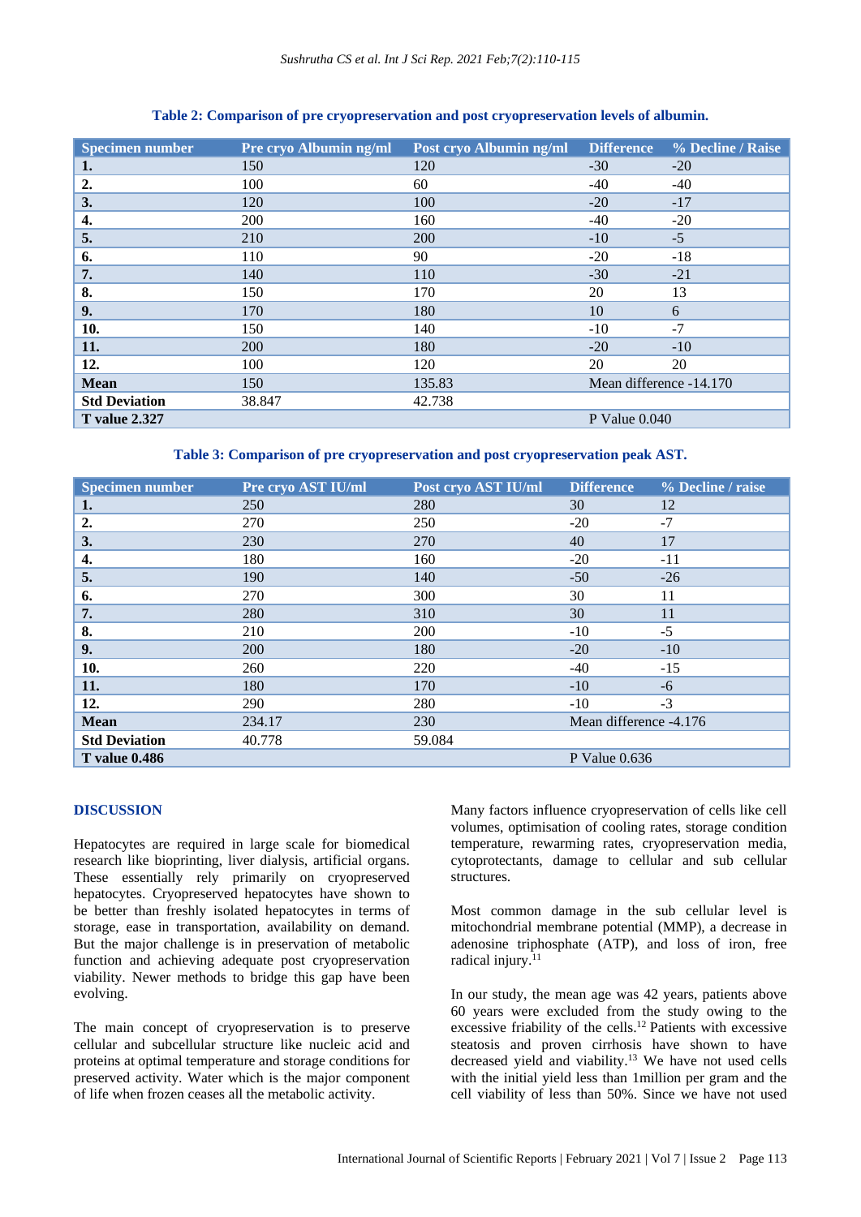**Table 2: Comparison of pre cryopreservation and post cryopreservation levels of albumin.**

| Specimen number | Pre cryo Albumin ng/ml | Post cryo Albumin ng/ml | Difference | % Decline / Raise |
|---|---|---|---|---|
| **1.** | 150 | 120 | -30 | -20 |
| **2.** | 100 | 60 | -40 | -40 |
| **3.** | 120 | 100 | -20 | -17 |
| **4.** | 200 | 160 | -40 | -20 |
| **5.** | 210 | 200 | -10 | -5 |
| **6.** | 110 | 90 | -20 | -18 |
| **7.** | 140 | 110 | -30 | -21 |
| **8.** | 150 | 170 | 20 | 13 |
| **9.** | 170 | 180 | 10 | 6 |
| **10.** | 150 | 140 | -10 | -7 |
| **11.** | 200 | 180 | -20 | -10 |
| **12.** | 100 | 120 | 20 | 20 |
| **Mean** | 150 | 135.83 | Mean difference -14.170 | |
| **Std Deviation** | 38.847 | 42.738 | | |
| **T value 2.327** | | | P Value 0.040 | |

**Table 3: Comparison of pre cryopreservation and post cryopreservation peak AST.**

| Specimen number | Pre cryo AST IU/ml | Post cryo AST IU/ml | Difference | % Decline / raise |
|---|---|---|---|---|
| **1.** | 250 | 280 | 30 | 12 |
| **2.** | 270 | 250 | -20 | -7 |
| **3.** | 230 | 270 | 40 | 17 |
| **4.** | 180 | 160 | -20 | -11 |
| **5.** | 190 | 140 | -50 | -26 |
| **6.** | 270 | 300 | 30 | 11 |
| **7.** | 280 | 310 | 30 | 11 |
| **8.** | 210 | 200 | -10 | -5 |
| **9.** | 200 | 180 | -20 | -10 |
| **10.** | 260 | 220 | -40 | -15 |
| **11.** | 180 | 170 | -10 | -6 |
| **12.** | 290 | 280 | -10 | -3 |
| **Mean** | 234.17 | 230 | Mean difference -4.176 | |
| **Std Deviation** | 40.778 | 59.084 | | |
| **T value 0.486** | | | P Value 0.636 | |

## DISCUSSION

Hepatocytes are required in large scale for biomedical research like bioprinting, liver dialysis, artificial organs. These essentially rely primarily on cryopreserved hepatocytes. Cryopreserved hepatocytes have shown to be better than freshly isolated hepatocytes in terms of storage, ease in transportation, availability on demand. But the major challenge is in preservation of metabolic function and achieving adequate post cryopreservation viability. Newer methods to bridge this gap have been evolving.

The main concept of cryopreservation is to preserve cellular and subcellular structure like nucleic acid and proteins at optimal temperature and storage conditions for preserved activity. Water which is the major component of life when frozen ceases all the metabolic activity.

Many factors influence cryopreservation of cells like cell volumes, optimisation of cooling rates, storage condition temperature, rewarming rates, cryopreservation media, cytoprotectants, damage to cellular and sub cellular structures.

Most common damage in the sub cellular level is mitochondrial membrane potential (MMP), a decrease in adenosine triphosphate (ATP), and loss of iron, free radical injury.[11]

In our study, the mean age was 42 years, patients above 60 years were excluded from the study owing to the excessive friability of the cells.[12] Patients with excessive steatosis and proven cirrhosis have shown to have decreased yield and viability.[13] We have not used cells with the initial yield less than 1million per gram and the cell viability of less than 50%. Since we have not used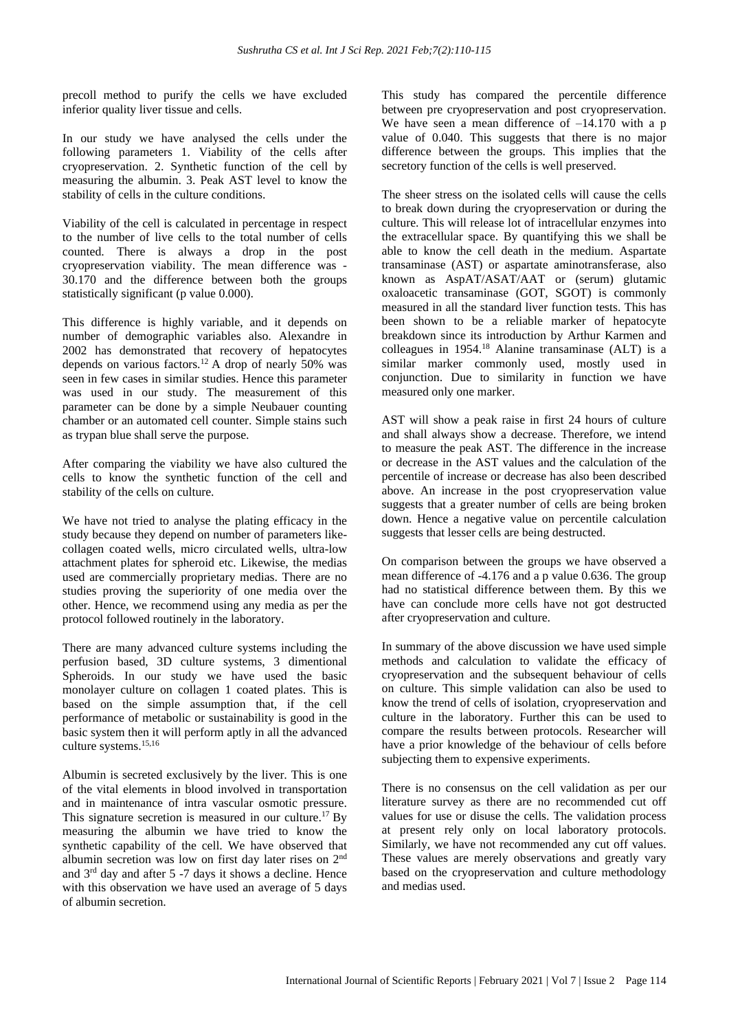precoll method to purify the cells we have excluded inferior quality liver tissue and cells.

In our study we have analysed the cells under the following parameters 1. Viability of the cells after cryopreservation. 2. Synthetic function of the cell by measuring the albumin. 3. Peak AST level to know the stability of cells in the culture conditions.

Viability of the cell is calculated in percentage in respect to the number of live cells to the total number of cells counted. There is always a drop in the post cryopreservation viability. The mean difference was -30.170 and the difference between both the groups statistically significant (p value 0.000).

This difference is highly variable, and it depends on number of demographic variables also. Alexandre in 2002 has demonstrated that recovery of hepatocytes depends on various factors.[12] A drop of nearly 50% was seen in few cases in similar studies. Hence this parameter was used in our study. The measurement of this parameter can be done by a simple Neubauer counting chamber or an automated cell counter. Simple stains such as trypan blue shall serve the purpose.

After comparing the viability we have also cultured the cells to know the synthetic function of the cell and stability of the cells on culture.

We have not tried to analyse the plating efficacy in the study because they depend on number of parameters like-collagen coated wells, micro circulated wells, ultra-low attachment plates for spheroid etc. Likewise, the medias used are commercially proprietary medias. There are no studies proving the superiority of one media over the other. Hence, we recommend using any media as per the protocol followed routinely in the laboratory.

There are many advanced culture systems including the perfusion based, 3D culture systems, 3 dimentional Spheroids. In our study we have used the basic monolayer culture on collagen 1 coated plates. This is based on the simple assumption that, if the cell performance of metabolic or sustainability is good in the basic system then it will perform aptly in all the advanced culture systems.[15,16]

Albumin is secreted exclusively by the liver. This is one of the vital elements in blood involved in transportation and in maintenance of intra vascular osmotic pressure. This signature secretion is measured in our culture.[17] By measuring the albumin we have tried to know the synthetic capability of the cell. We have observed that albumin secretion was low on first day later rises on 2nd and 3rd day and after 5 -7 days it shows a decline. Hence with this observation we have used an average of 5 days of albumin secretion.

This study has compared the percentile difference between pre cryopreservation and post cryopreservation. We have seen a mean difference of –14.170 with a p value of 0.040. This suggests that there is no major difference between the groups. This implies that the secretory function of the cells is well preserved.

The sheer stress on the isolated cells will cause the cells to break down during the cryopreservation or during the culture. This will release lot of intracellular enzymes into the extracellular space. By quantifying this we shall be able to know the cell death in the medium. Aspartate transaminase (AST) or aspartate aminotransferase, also known as AspAT/ASAT/AAT or (serum) glutamic oxaloacetic transaminase (GOT, SGOT) is commonly measured in all the standard liver function tests. This has been shown to be a reliable marker of hepatocyte breakdown since its introduction by Arthur Karmen and colleagues in 1954.[18] Alanine transaminase (ALT) is a similar marker commonly used, mostly used in conjunction. Due to similarity in function we have measured only one marker.

AST will show a peak raise in first 24 hours of culture and shall always show a decrease. Therefore, we intend to measure the peak AST. The difference in the increase or decrease in the AST values and the calculation of the percentile of increase or decrease has also been described above. An increase in the post cryopreservation value suggests that a greater number of cells are being broken down. Hence a negative value on percentile calculation suggests that lesser cells are being destructed.

On comparison between the groups we have observed a mean difference of -4.176 and a p value 0.636. The group had no statistical difference between them. By this we have can conclude more cells have not got destructed after cryopreservation and culture.

In summary of the above discussion we have used simple methods and calculation to validate the efficacy of cryopreservation and the subsequent behaviour of cells on culture. This simple validation can also be used to know the trend of cells of isolation, cryopreservation and culture in the laboratory. Further this can be used to compare the results between protocols. Researcher will have a prior knowledge of the behaviour of cells before subjecting them to expensive experiments.

There is no consensus on the cell validation as per our literature survey as there are no recommended cut off values for use or disuse the cells. The validation process at present rely only on local laboratory protocols. Similarly, we have not recommended any cut off values. These values are merely observations and greatly vary based on the cryopreservation and culture methodology and medias used.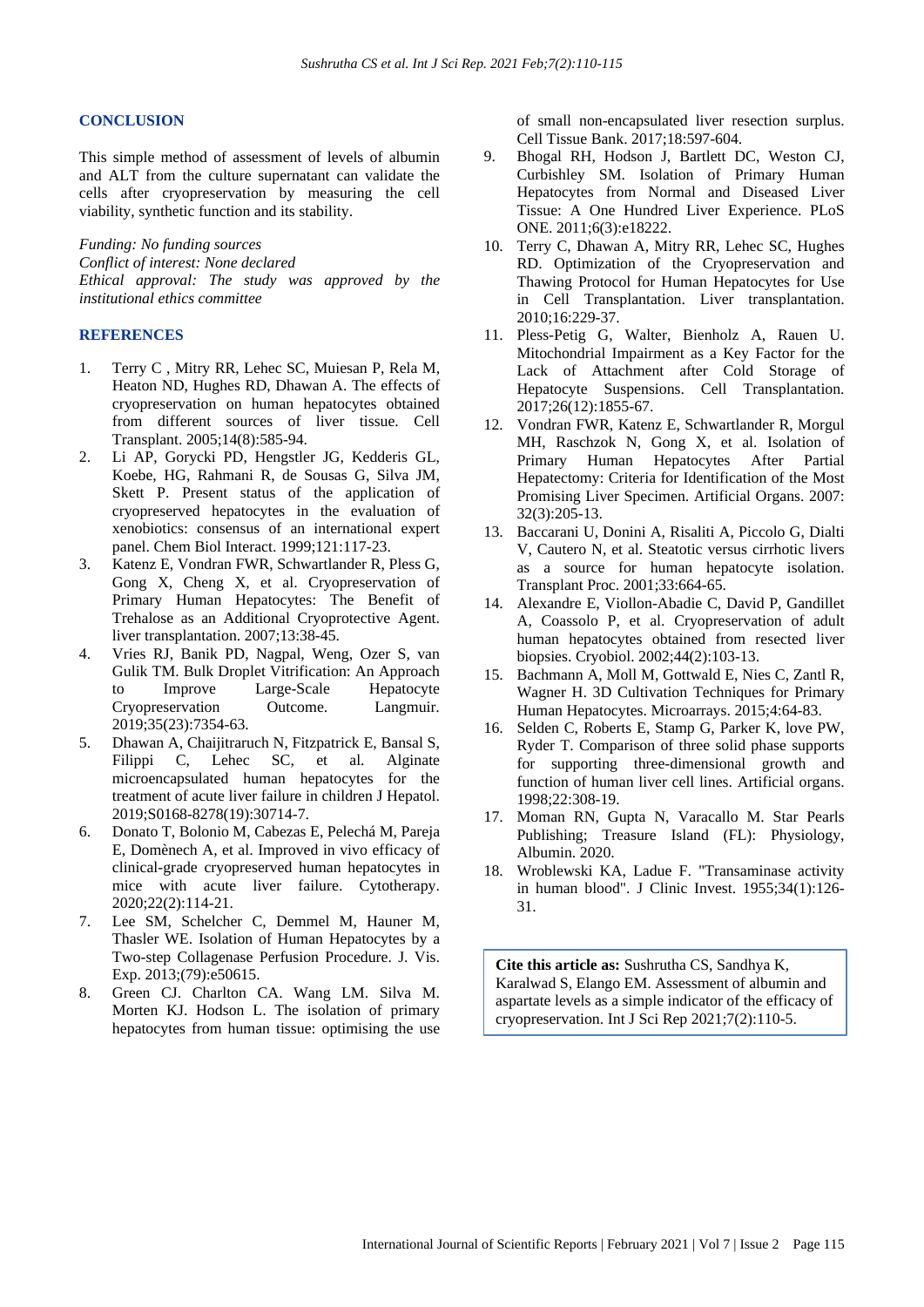## CONCLUSION

This simple method of assessment of levels of albumin and ALT from the culture supernatant can validate the cells after cryopreservation by measuring the cell viability, synthetic function and its stability.

*Funding: No funding sources*
*Conflict of interest: None declared*
*Ethical approval: The study was approved by the institutional ethics committee*

## REFERENCES

1. Terry C , Mitry RR, Lehec SC, Muiesan P, Rela M, Heaton ND, Hughes RD, Dhawan A. The effects of cryopreservation on human hepatocytes obtained from different sources of liver tissue. Cell Transplant. 2005;14(8):585-94.
2. Li AP, Gorycki PD, Hengstler JG, Kedderis GL, Koebe, HG, Rahmani R, de Sousas G, Silva JM, Skett P. Present status of the application of cryopreserved hepatocytes in the evaluation of xenobiotics: consensus of an international expert panel. Chem Biol Interact. 1999;121:117-23.
3. Katenz E, Vondran FWR, Schwartlander R, Pless G, Gong X, Cheng X, et al. Cryopreservation of Primary Human Hepatocytes: The Benefit of Trehalose as an Additional Cryoprotective Agent. liver transplantation. 2007;13:38-45.
4. Vries RJ, Banik PD, Nagpal, Weng, Ozer S, van Gulik TM. Bulk Droplet Vitrification: An Approach to Improve Large-Scale Hepatocyte Cryopreservation Outcome. Langmuir. 2019;35(23):7354-63.
5. Dhawan A, Chaijitraruch N, Fitzpatrick E, Bansal S, Filippi C, Lehec SC, et al. Alginate microencapsulated human hepatocytes for the treatment of acute liver failure in children J Hepatol. 2019;S0168-8278(19):30714-7.
6. Donato T, Bolonio M, Cabezas E, Pelechá M, Pareja E, Domènech A, et al. Improved in vivo efficacy of clinical-grade cryopreserved human hepatocytes in mice with acute liver failure. Cytotherapy. 2020;22(2):114-21.
7. Lee SM, Schelcher C, Demmel M, Hauner M, Thasler WE. Isolation of Human Hepatocytes by a Two-step Collagenase Perfusion Procedure. J. Vis. Exp. 2013;(79):e50615.
8. Green CJ. Charlton CA. Wang LM. Silva M. Morten KJ. Hodson L. The isolation of primary hepatocytes from human tissue: optimising the use of small non-encapsulated liver resection surplus. Cell Tissue Bank. 2017;18:597-604.
9. Bhogal RH, Hodson J, Bartlett DC, Weston CJ, Curbishley SM. Isolation of Primary Human Hepatocytes from Normal and Diseased Liver Tissue: A One Hundred Liver Experience. PLoS ONE. 2011;6(3):e18222.
10. Terry C, Dhawan A, Mitry RR, Lehec SC, Hughes RD. Optimization of the Cryopreservation and Thawing Protocol for Human Hepatocytes for Use in Cell Transplantation. Liver transplantation. 2010;16:229-37.
11. Pless-Petig G, Walter, Bienholz A, Rauen U. Mitochondrial Impairment as a Key Factor for the Lack of Attachment after Cold Storage of Hepatocyte Suspensions. Cell Transplantation. 2017;26(12):1855-67.
12. Vondran FWR, Katenz E, Schwartlander R, Morgul MH, Raschzok N, Gong X, et al. Isolation of Primary Human Hepatocytes After Partial Hepatectomy: Criteria for Identification of the Most Promising Liver Specimen. Artificial Organs. 2007: 32(3):205-13.
13. Baccarani U, Donini A, Risaliti A, Piccolo G, Dialti V, Cautero N, et al. Steatotic versus cirrhotic livers as a source for human hepatocyte isolation. Transplant Proc. 2001;33:664-65.
14. Alexandre E, Viollon-Abadie C, David P, Gandillet A, Coassolo P, et al. Cryopreservation of adult human hepatocytes obtained from resected liver biopsies. Cryobiol. 2002;44(2):103-13.
15. Bachmann A, Moll M, Gottwald E, Nies C, Zantl R, Wagner H. 3D Cultivation Techniques for Primary Human Hepatocytes. Microarrays. 2015;4:64-83.
16. Selden C, Roberts E, Stamp G, Parker K, love PW, Ryder T. Comparison of three solid phase supports for supporting three-dimensional growth and function of human liver cell lines. Artificial organs. 1998;22:308-19.
17. Moman RN, Gupta N, Varacallo M. Star Pearls Publishing; Treasure Island (FL): Physiology, Albumin. 2020.
18. Wroblewski KA, Ladue F. "Transaminase activity in human blood". J Clinic Invest. 1955;34(1):126-31.

**Cite this article as:** Sushrutha CS, Sandhya K, Karalwad S, Elango EM. Assessment of albumin and aspartate levels as a simple indicator of the efficacy of cryopreservation. Int J Sci Rep 2021;7(2):110-5.